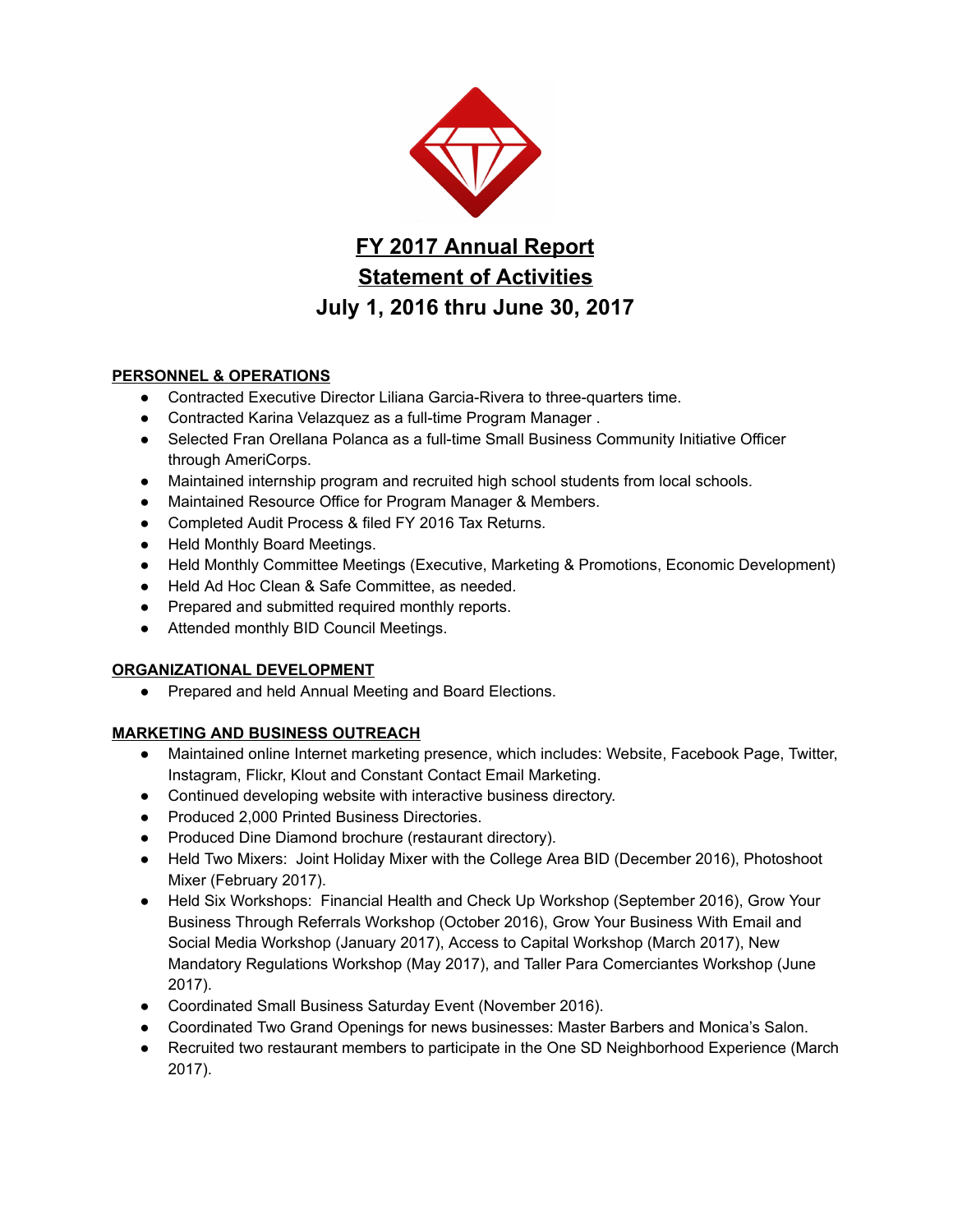# FY 2017 Annual Report
# Statement of Activities
# July 1, 2016 thru June 30, 2017

## PERSONNEL & OPERATIONS

- Contracted Executive Director Liliana Garcia-Rivera to three-quarters time.
- Contracted Karina Velazquez as a full-time Program Manager .
- Selected Fran Orellana Polanca as a full-time Small Business Community Initiative Officer through AmeriCorps.
- Maintained internship program and recruited high school students from local schools.
- Maintained Resource Office for Program Manager & Members.
- Completed Audit Process & filed FY 2016 Tax Returns.
- Held Monthly Board Meetings.
- Held Monthly Committee Meetings (Executive, Marketing & Promotions, Economic Development)
- Held Ad Hoc Clean & Safe Committee, as needed.
- Prepared and submitted required monthly reports.
- Attended monthly BID Council Meetings.

## ORGANIZATIONAL DEVELOPMENT

- Prepared and held Annual Meeting and Board Elections.

## MARKETING AND BUSINESS OUTREACH

- Maintained online Internet marketing presence, which includes: Website, Facebook Page, Twitter, Instagram, Flickr, Klout and Constant Contact Email Marketing.
- Continued developing website with interactive business directory.
- Produced 2,000 Printed Business Directories.
- Produced Dine Diamond brochure (restaurant directory).
- Held Two Mixers: Joint Holiday Mixer with the College Area BID (December 2016), Photoshoot Mixer (February 2017).
- Held Six Workshops: Financial Health and Check Up Workshop (September 2016), Grow Your Business Through Referrals Workshop (October 2016), Grow Your Business With Email and Social Media Workshop (January 2017), Access to Capital Workshop (March 2017), New Mandatory Regulations Workshop (May 2017), and Taller Para Comerciantes Workshop (June 2017).
- Coordinated Small Business Saturday Event (November 2016).
- Coordinated Two Grand Openings for news businesses: Master Barbers and Monica's Salon.
- Recruited two restaurant members to participate in the One SD Neighborhood Experience (March 2017).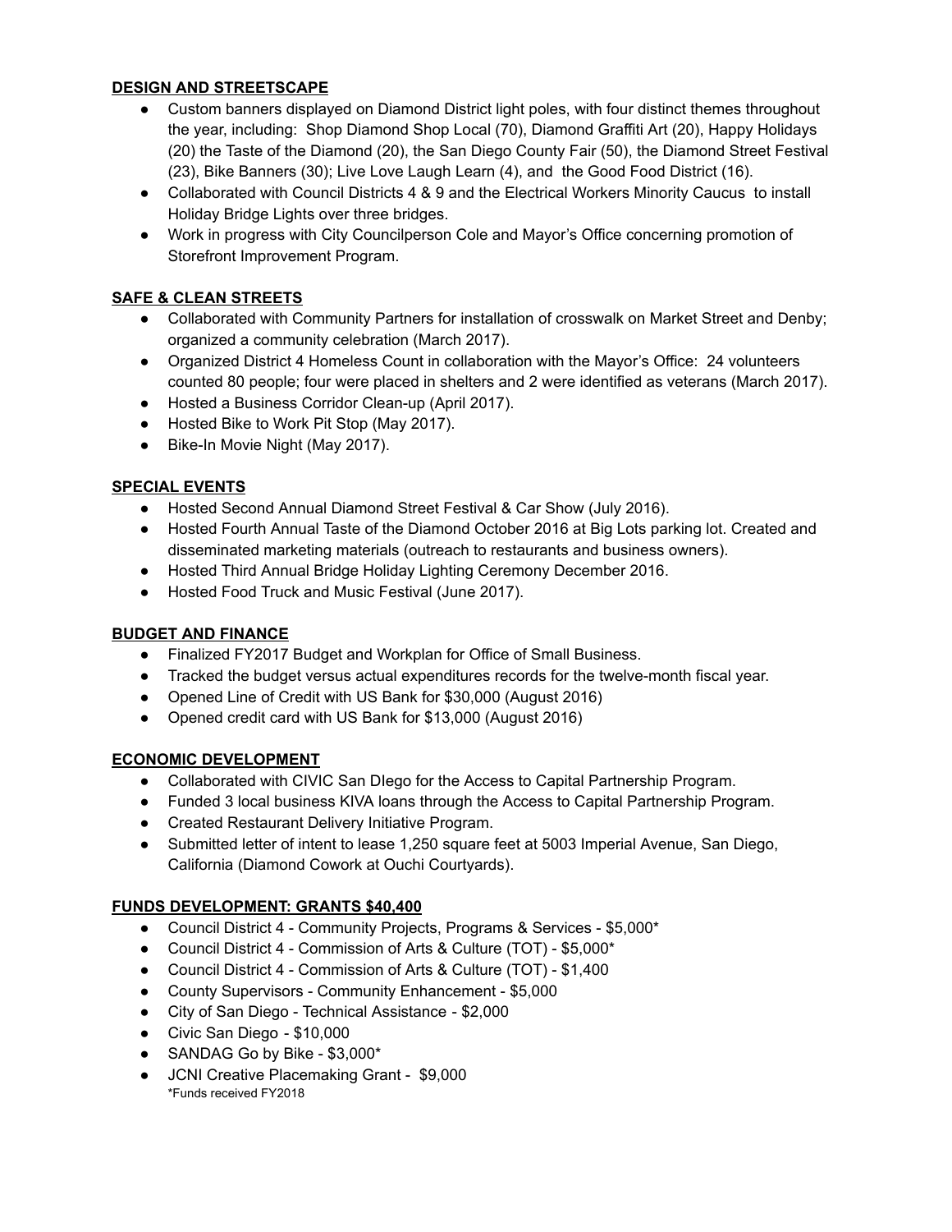**DESIGN AND STREETSCAPE**

- Custom banners displayed on Diamond District light poles, with four distinct themes throughout the year, including: Shop Diamond Shop Local (70), Diamond Graffiti Art (20), Happy Holidays (20) the Taste of the Diamond (20), the San Diego County Fair (50), the Diamond Street Festival (23), Bike Banners (30); Live Love Laugh Learn (4), and the Good Food District (16).
- Collaborated with Council Districts 4 & 9 and the Electrical Workers Minority Caucus to install Holiday Bridge Lights over three bridges.
- Work in progress with City Councilperson Cole and Mayor's Office concerning promotion of Storefront Improvement Program.

**SAFE & CLEAN STREETS**

- Collaborated with Community Partners for installation of crosswalk on Market Street and Denby; organized a community celebration (March 2017).
- Organized District 4 Homeless Count in collaboration with the Mayor's Office: 24 volunteers counted 80 people; four were placed in shelters and 2 were identified as veterans (March 2017).
- Hosted a Business Corridor Clean-up (April 2017).
- Hosted Bike to Work Pit Stop (May 2017).
- Bike-In Movie Night (May 2017).

**SPECIAL EVENTS**

- Hosted Second Annual Diamond Street Festival & Car Show (July 2016).
- Hosted Fourth Annual Taste of the Diamond October 2016 at Big Lots parking lot. Created and disseminated marketing materials (outreach to restaurants and business owners).
- Hosted Third Annual Bridge Holiday Lighting Ceremony December 2016.
- Hosted Food Truck and Music Festival (June 2017).

**BUDGET AND FINANCE**

- Finalized FY2017 Budget and Workplan for Office of Small Business.
- Tracked the budget versus actual expenditures records for the twelve-month fiscal year.
- Opened Line of Credit with US Bank for $30,000 (August 2016)
- Opened credit card with US Bank for $13,000 (August 2016)

**ECONOMIC DEVELOPMENT**

- Collaborated with CIVIC San DIego for the Access to Capital Partnership Program.
- Funded 3 local business KIVA loans through the Access to Capital Partnership Program.
- Created Restaurant Delivery Initiative Program.
- Submitted letter of intent to lease 1,250 square feet at 5003 Imperial Avenue, San Diego, California (Diamond Cowork at Ouchi Courtyards).

**FUNDS DEVELOPMENT: GRANTS $40,400**

- Council District 4 - Community Projects, Programs & Services - $5,000*
- Council District 4 - Commission of Arts & Culture (TOT) - $5,000*
- Council District 4 - Commission of Arts & Culture (TOT) - $1,400
- County Supervisors - Community Enhancement - $5,000
- City of San Diego - Technical Assistance - $2,000
- Civic San Diego - $10,000
- SANDAG Go by Bike - $3,000*
- JCNI Creative Placemaking Grant - $9,000

*Funds received FY2018